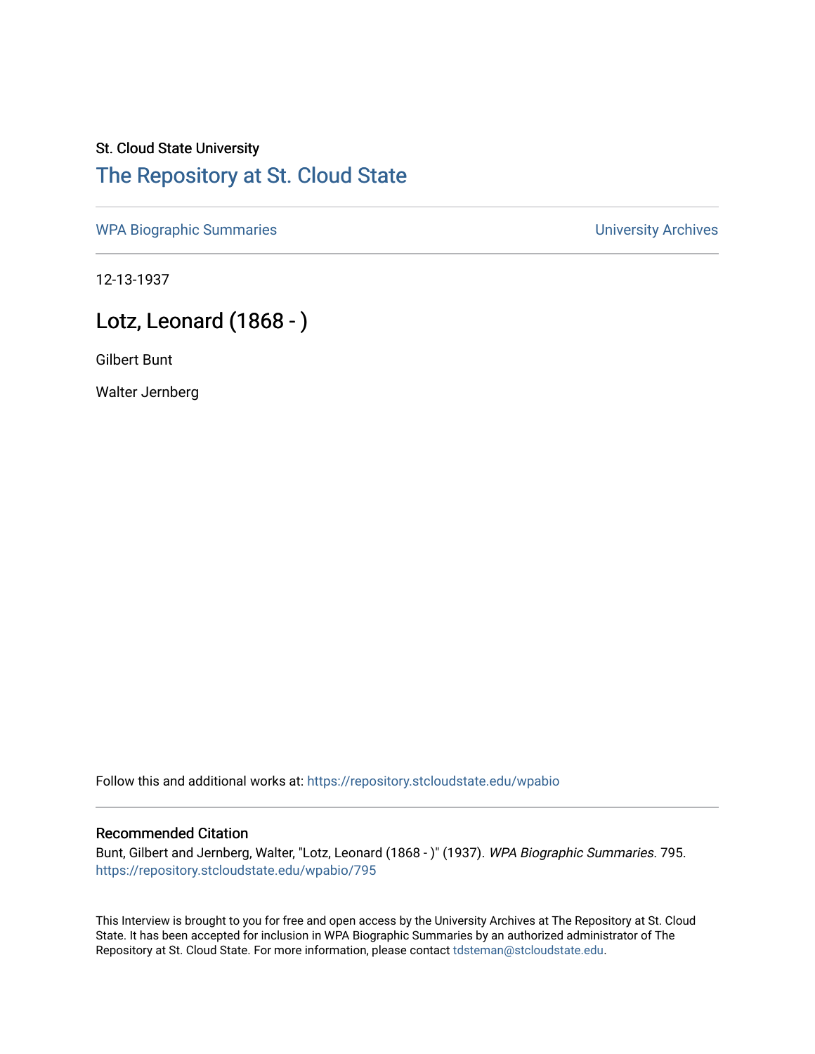St. Cloud State University

# The Repository at St. Cloud State

WPA Biographic Summaries | University Archives

12-13-1937

## Lotz, Leonard (1868 - )

Gilbert Bunt

Walter Jernberg

Follow this and additional works at: https://repository.stcloudstate.edu/wpabio

### Recommended Citation

Bunt, Gilbert and Jernberg, Walter, "Lotz, Leonard (1868 - )" (1937). *WPA Biographic Summaries*. 795.
https://repository.stcloudstate.edu/wpabio/795

This Interview is brought to you for free and open access by the University Archives at The Repository at St. Cloud State. It has been accepted for inclusion in WPA Biographic Summaries by an authorized administrator of The Repository at St. Cloud State. For more information, please contact tdsteman@stcloudstate.edu.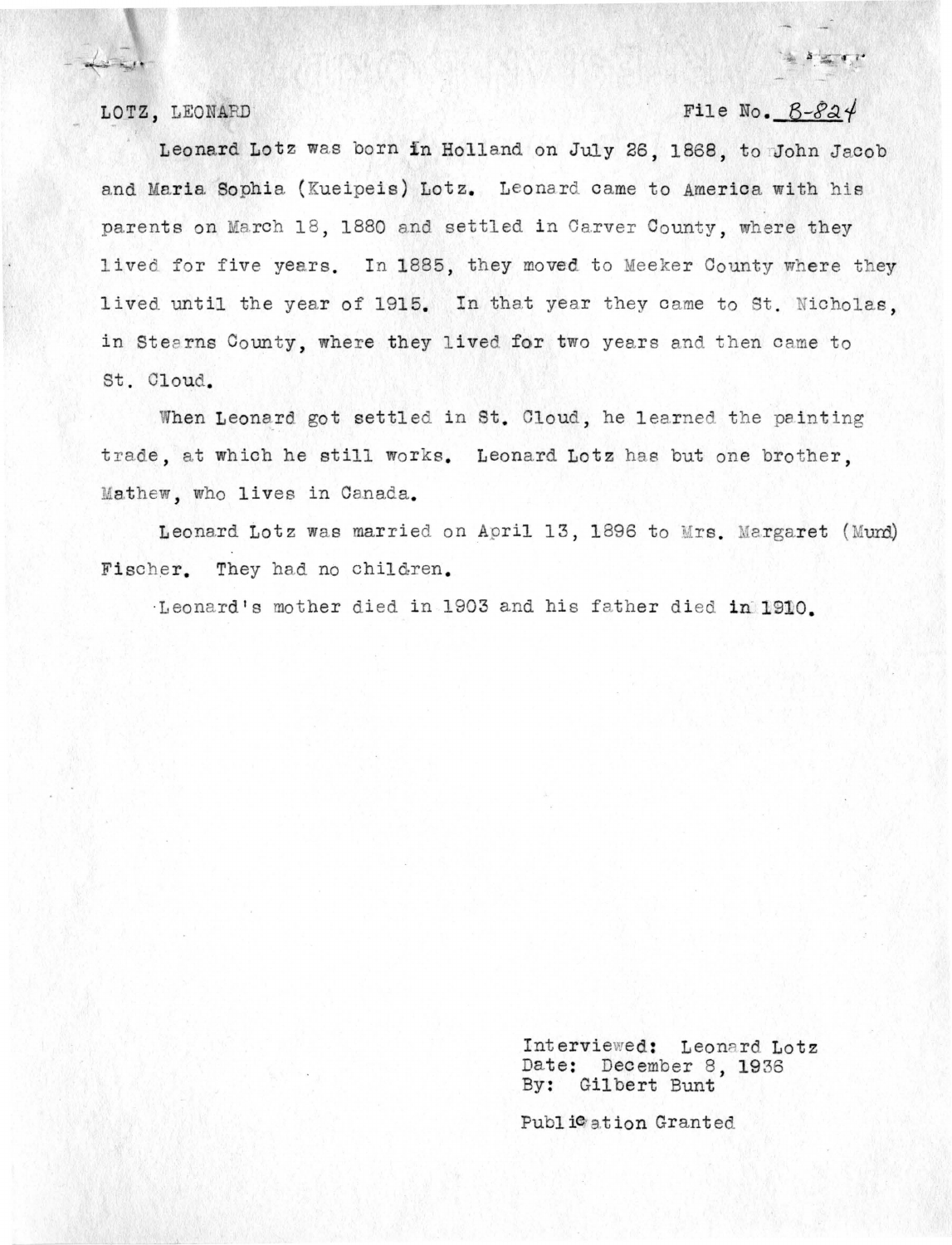LOTZ, LEONARD

File No. B-824

Leonard Lotz was born in Holland on July 26, 1868, to John Jacob and Maria Sophia (Kueipeis) Lotz. Leonard came to America with his parents on March 18, 1880 and settled in Carver County, where they lived for five years. In 1885, they moved to Meeker County where they lived until the year of 1915. In that year they came to St. Nicholas, in Stearns County, where they lived for two years and then came to St. Cloud.

When Leonard got settled in St. Cloud, he learned the painting trade, at which he still works. Leonard Lotz has but one brother, Mathew, who lives in Canada.

Leonard Lotz was married on April 13, 1896 to Mrs. Margaret (Mund) Fischer. They had no children.

Leonard's mother died in 1903 and his father died in 1910.

Interviewed: Leonard Lotz
Date: December 8, 1936
By: Gilbert Bunt

Publication Granted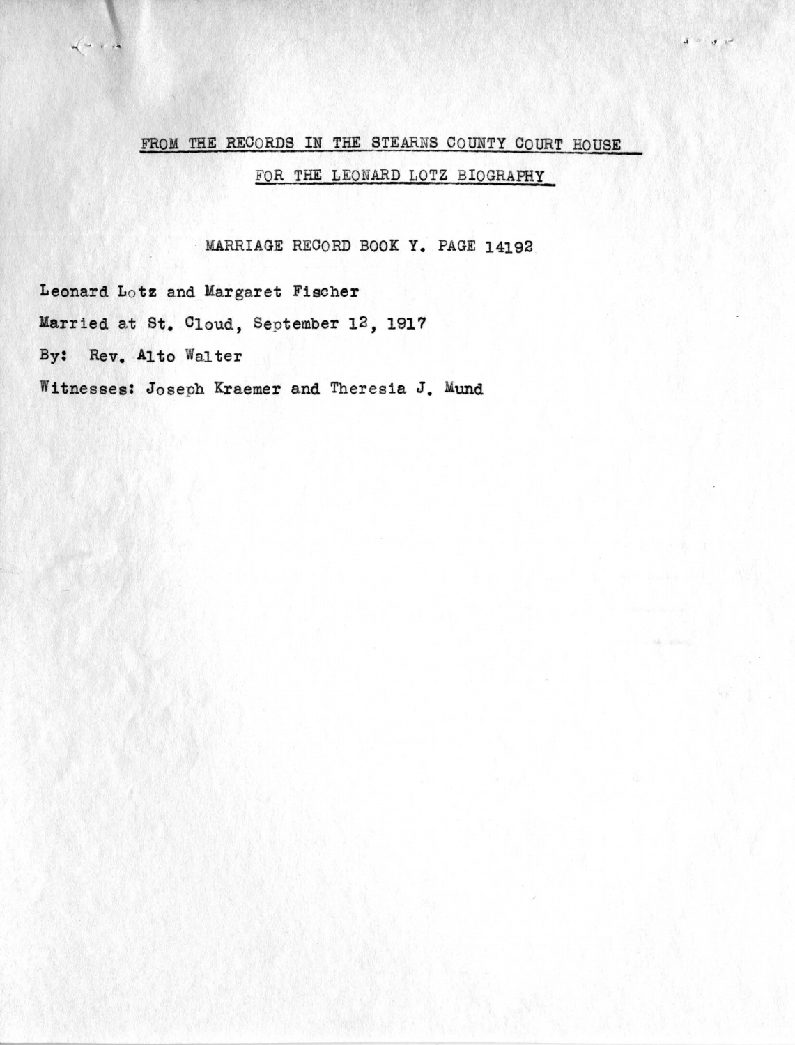## FROM THE RECORDS IN THE STEARNS COUNTY COURT HOUSE

## FOR THE LEONARD LOTZ BIOGRAPHY

MARRIAGE RECORD BOOK Y. PAGE 14192

Leonard Lotz and Margaret Fischer

Married at St. Cloud, September 12, 1917

By: Rev. Alto Walter

Witnesses: Joseph Kraemer and Theresia J. Mund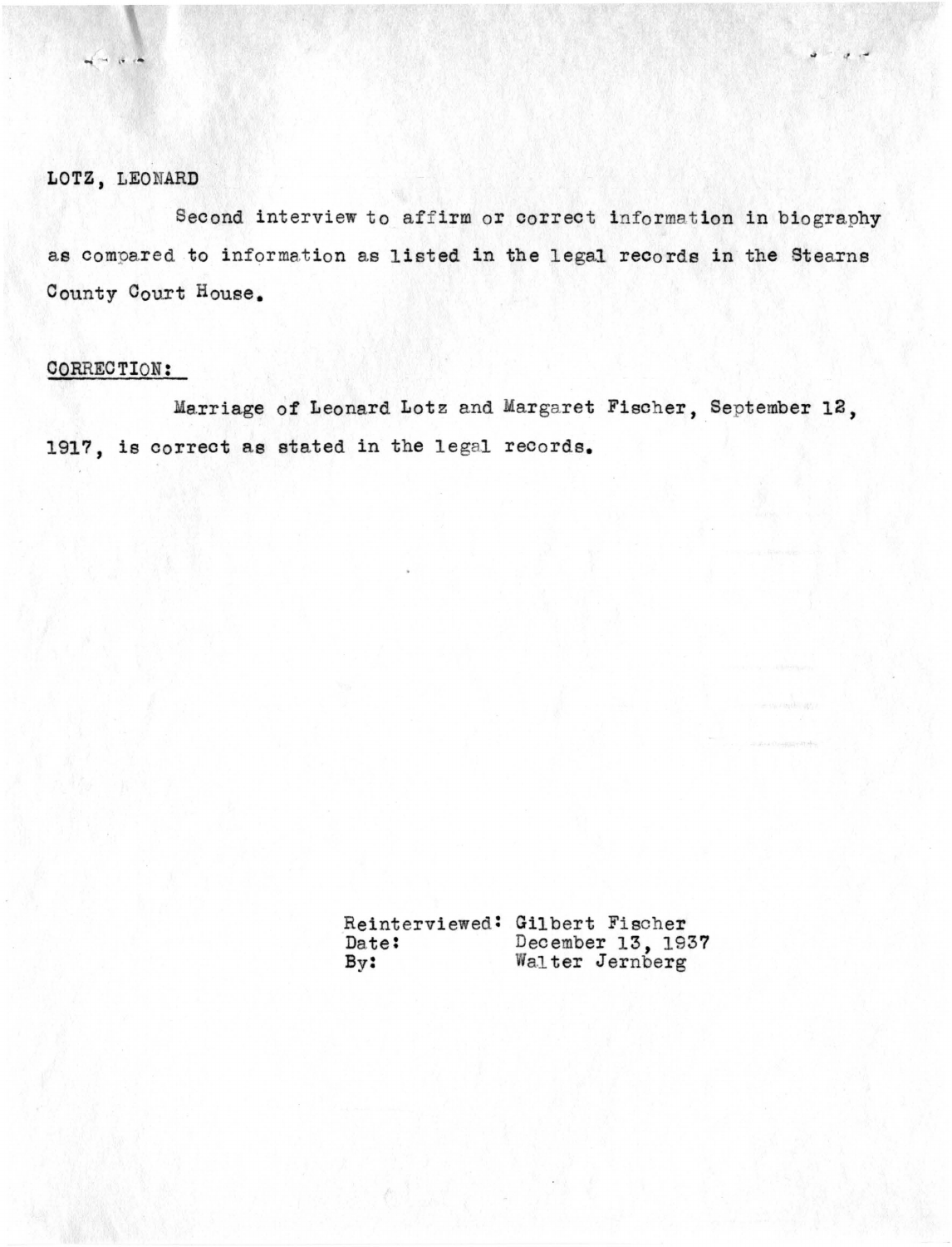LOTZ, LEONARD

Second interview to affirm or correct information in biography as compared to information as listed in the legal records in the Stearns County Court House.

<u>CORRECTION:</u>

Marriage of Leonard Lotz and Margaret Fischer, September 12, 1917, is correct as stated in the legal records.

Reinterviewed: Gilbert Fischer
Date: December 13, 1937
By: Walter Jernberg